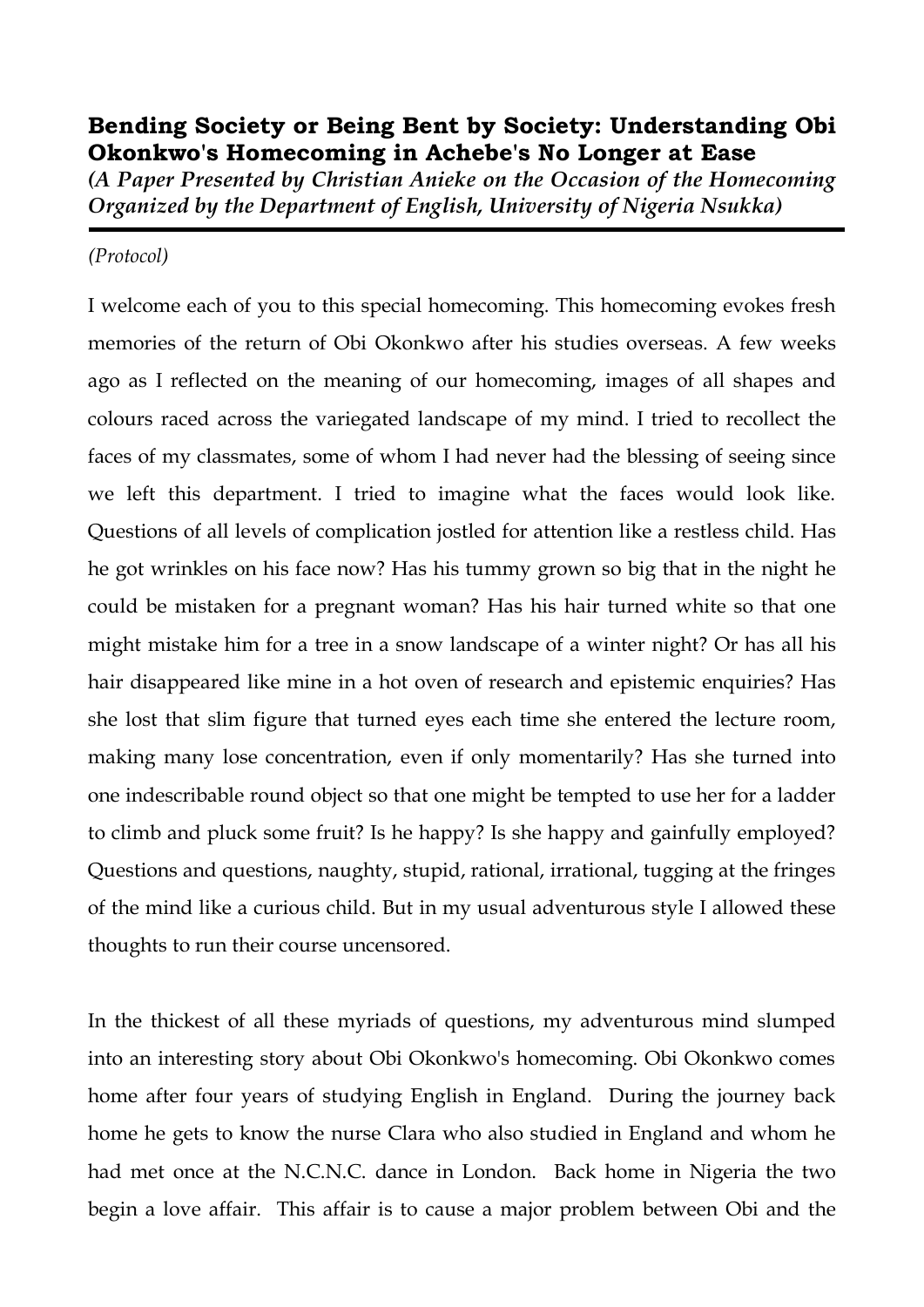**Bending Society or Being Bent by Society: Understanding Obi Okonkwo's Homecoming in Achebe's No Longer at Ease**
***(A Paper Presented by Christian Anieke on the Occasion of the Homecoming Organized by the Department of English, University of Nigeria Nsukka)***

---

*(Protocol)*

I welcome each of you to this special homecoming. This homecoming evokes fresh memories of the return of Obi Okonkwo after his studies overseas. A few weeks ago as I reflected on the meaning of our homecoming, images of all shapes and colours raced across the variegated landscape of my mind. I tried to recollect the faces of my classmates, some of whom I had never had the blessing of seeing since we left this department. I tried to imagine what the faces would look like. Questions of all levels of complication jostled for attention like a restless child. Has he got wrinkles on his face now? Has his tummy grown so big that in the night he could be mistaken for a pregnant woman? Has his hair turned white so that one might mistake him for a tree in a snow landscape of a winter night? Or has all his hair disappeared like mine in a hot oven of research and epistemic enquiries? Has she lost that slim figure that turned eyes each time she entered the lecture room, making many lose concentration, even if only momentarily? Has she turned into one indescribable round object so that one might be tempted to use her for a ladder to climb and pluck some fruit? Is he happy? Is she happy and gainfully employed? Questions and questions, naughty, stupid, rational, irrational, tugging at the fringes of the mind like a curious child. But in my usual adventurous style I allowed these thoughts to run their course uncensored.

In the thickest of all these myriads of questions, my adventurous mind slumped into an interesting story about Obi Okonkwo's homecoming. Obi Okonkwo comes home after four years of studying English in England. During the journey back home he gets to know the nurse Clara who also studied in England and whom he had met once at the N.C.N.C. dance in London. Back home in Nigeria the two begin a love affair. This affair is to cause a major problem between Obi and the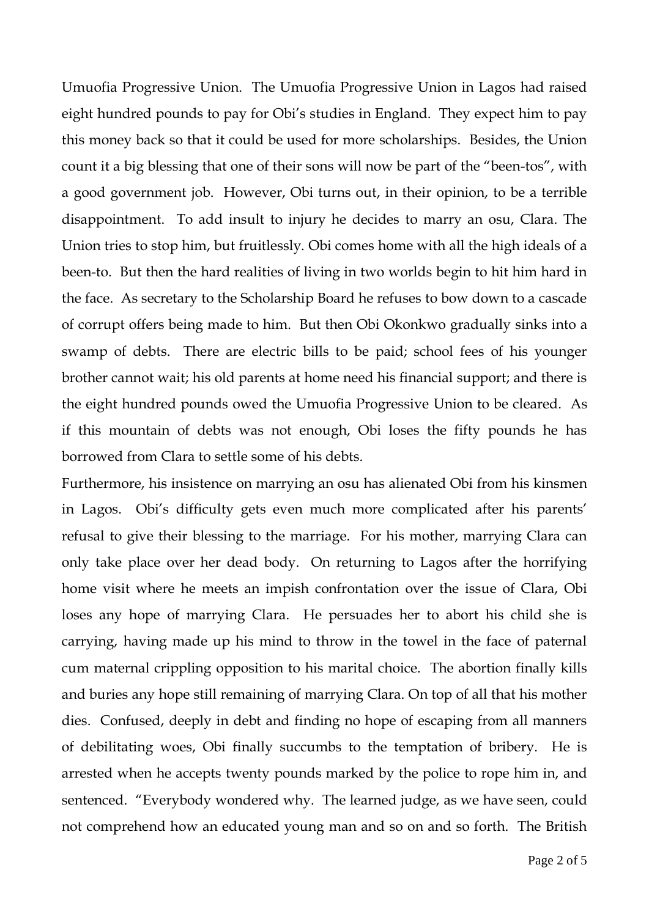Umuofia Progressive Union. The Umuofia Progressive Union in Lagos had raised eight hundred pounds to pay for Obi's studies in England. They expect him to pay this money back so that it could be used for more scholarships. Besides, the Union count it a big blessing that one of their sons will now be part of the "been-tos", with a good government job. However, Obi turns out, in their opinion, to be a terrible disappointment. To add insult to injury he decides to marry an osu, Clara. The Union tries to stop him, but fruitlessly. Obi comes home with all the high ideals of a been-to. But then the hard realities of living in two worlds begin to hit him hard in the face. As secretary to the Scholarship Board he refuses to bow down to a cascade of corrupt offers being made to him. But then Obi Okonkwo gradually sinks into a swamp of debts. There are electric bills to be paid; school fees of his younger brother cannot wait; his old parents at home need his financial support; and there is the eight hundred pounds owed the Umuofia Progressive Union to be cleared. As if this mountain of debts was not enough, Obi loses the fifty pounds he has borrowed from Clara to settle some of his debts.

Furthermore, his insistence on marrying an osu has alienated Obi from his kinsmen in Lagos. Obi's difficulty gets even much more complicated after his parents' refusal to give their blessing to the marriage. For his mother, marrying Clara can only take place over her dead body. On returning to Lagos after the horrifying home visit where he meets an impish confrontation over the issue of Clara, Obi loses any hope of marrying Clara. He persuades her to abort his child she is carrying, having made up his mind to throw in the towel in the face of paternal cum maternal crippling opposition to his marital choice. The abortion finally kills and buries any hope still remaining of marrying Clara. On top of all that his mother dies. Confused, deeply in debt and finding no hope of escaping from all manners of debilitating woes, Obi finally succumbs to the temptation of bribery. He is arrested when he accepts twenty pounds marked by the police to rope him in, and sentenced. "Everybody wondered why. The learned judge, as we have seen, could not comprehend how an educated young man and so on and so forth. The British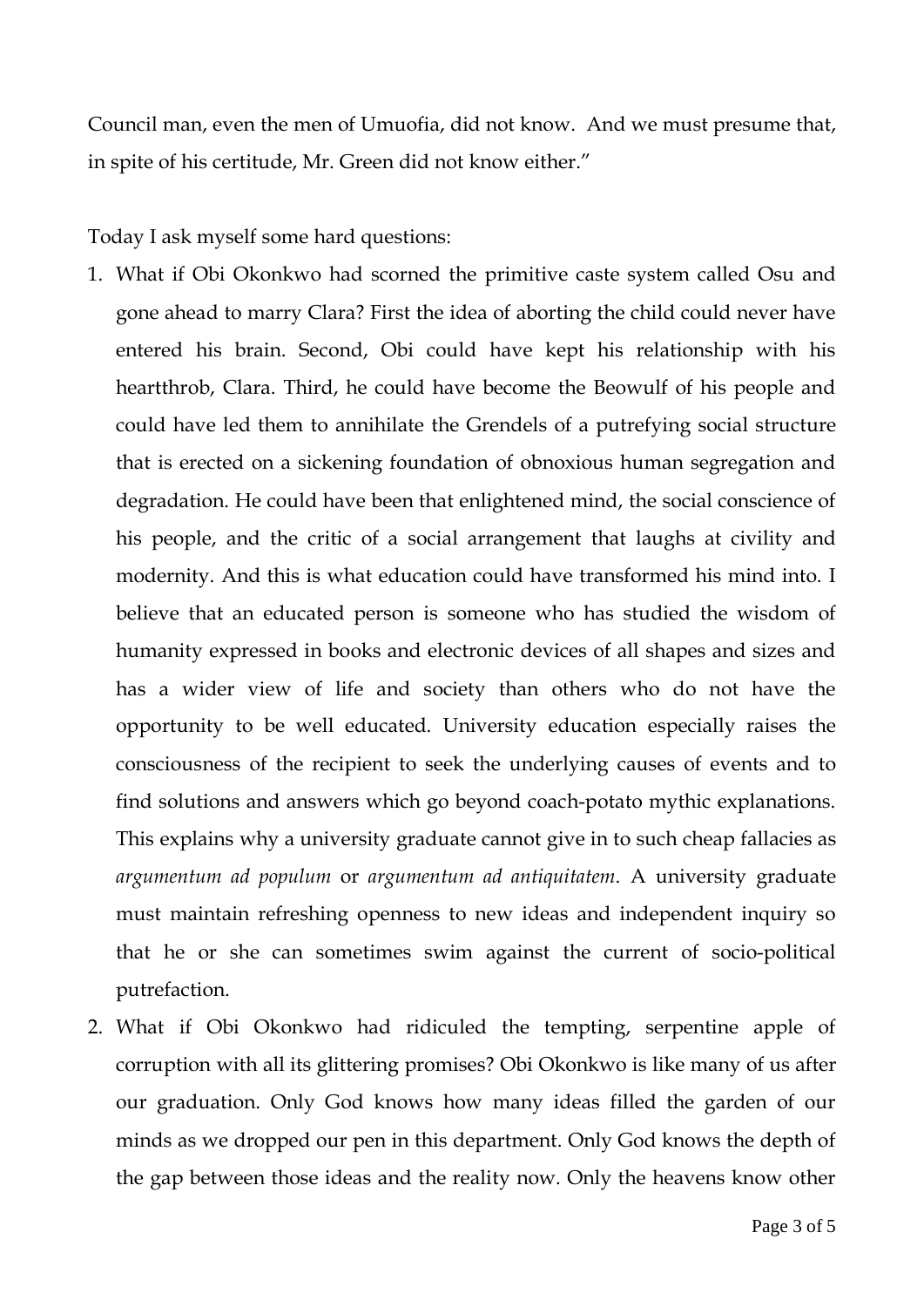Council man, even the men of Umuofia, did not know. And we must presume that, in spite of his certitude, Mr. Green did not know either."

Today I ask myself some hard questions:

1. What if Obi Okonkwo had scorned the primitive caste system called Osu and gone ahead to marry Clara? First the idea of aborting the child could never have entered his brain. Second, Obi could have kept his relationship with his heartthrob, Clara. Third, he could have become the Beowulf of his people and could have led them to annihilate the Grendels of a putrefying social structure that is erected on a sickening foundation of obnoxious human segregation and degradation. He could have been that enlightened mind, the social conscience of his people, and the critic of a social arrangement that laughs at civility and modernity. And this is what education could have transformed his mind into. I believe that an educated person is someone who has studied the wisdom of humanity expressed in books and electronic devices of all shapes and sizes and has a wider view of life and society than others who do not have the opportunity to be well educated. University education especially raises the consciousness of the recipient to seek the underlying causes of events and to find solutions and answers which go beyond coach-potato mythic explanations. This explains why a university graduate cannot give in to such cheap fallacies as *argumentum ad populum* or *argumentum ad antiquitatem*. A university graduate must maintain refreshing openness to new ideas and independent inquiry so that he or she can sometimes swim against the current of socio-political putrefaction.
2. What if Obi Okonkwo had ridiculed the tempting, serpentine apple of corruption with all its glittering promises? Obi Okonkwo is like many of us after our graduation. Only God knows how many ideas filled the garden of our minds as we dropped our pen in this department. Only God knows the depth of the gap between those ideas and the reality now. Only the heavens know other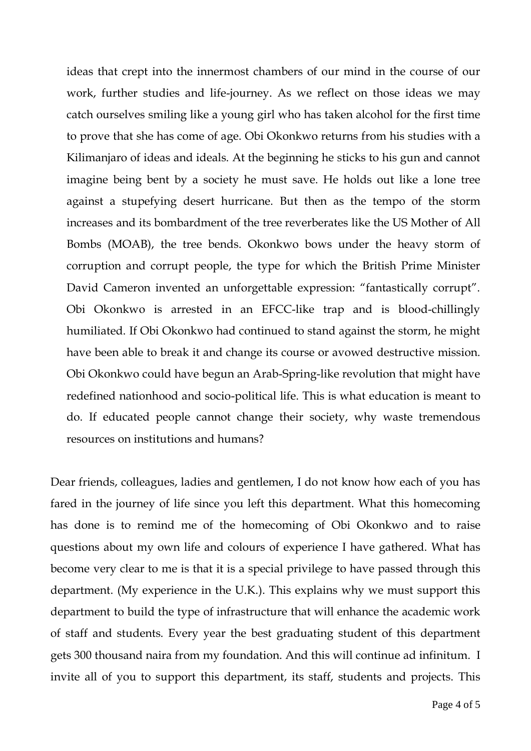ideas that crept into the innermost chambers of our mind in the course of our work, further studies and life-journey. As we reflect on those ideas we may catch ourselves smiling like a young girl who has taken alcohol for the first time to prove that she has come of age. Obi Okonkwo returns from his studies with a Kilimanjaro of ideas and ideals. At the beginning he sticks to his gun and cannot imagine being bent by a society he must save. He holds out like a lone tree against a stupefying desert hurricane. But then as the tempo of the storm increases and its bombardment of the tree reverberates like the US Mother of All Bombs (MOAB), the tree bends. Okonkwo bows under the heavy storm of corruption and corrupt people, the type for which the British Prime Minister David Cameron invented an unforgettable expression: "fantastically corrupt". Obi Okonkwo is arrested in an EFCC-like trap and is blood-chillingly humiliated. If Obi Okonkwo had continued to stand against the storm, he might have been able to break it and change its course or avowed destructive mission. Obi Okonkwo could have begun an Arab-Spring-like revolution that might have redefined nationhood and socio-political life. This is what education is meant to do. If educated people cannot change their society, why waste tremendous resources on institutions and humans?

Dear friends, colleagues, ladies and gentlemen, I do not know how each of you has fared in the journey of life since you left this department. What this homecoming has done is to remind me of the homecoming of Obi Okonkwo and to raise questions about my own life and colours of experience I have gathered. What has become very clear to me is that it is a special privilege to have passed through this department. (My experience in the U.K.). This explains why we must support this department to build the type of infrastructure that will enhance the academic work of staff and students. Every year the best graduating student of this department gets 300 thousand naira from my foundation. And this will continue ad infinitum. I invite all of you to support this department, its staff, students and projects. This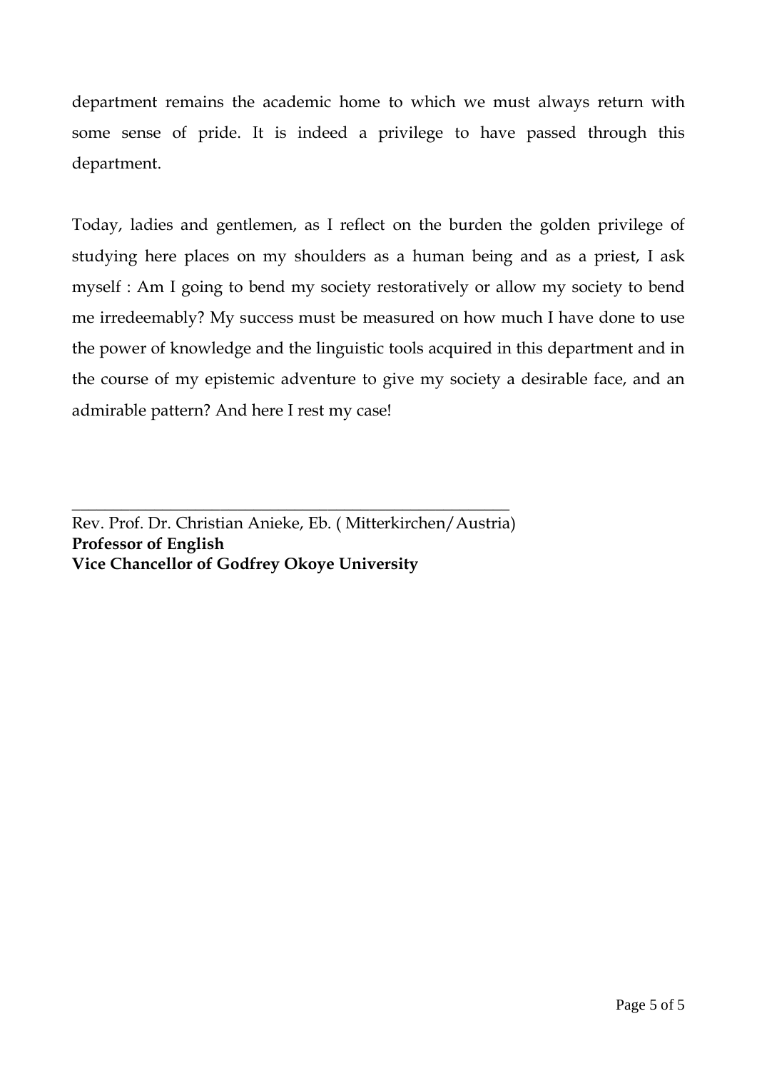department remains the academic home to which we must always return with some sense of pride. It is indeed a privilege to have passed through this department.

Today, ladies and gentlemen, as I reflect on the burden the golden privilege of studying here places on my shoulders as a human being and as a priest, I ask myself : Am I going to bend my society restoratively or allow my society to bend me irredeemably? My success must be measured on how much I have done to use the power of knowledge and the linguistic tools acquired in this department and in the course of my epistemic adventure to give my society a desirable face, and an admirable pattern? And here I rest my case!

\_\_\_\_\_\_\_\_\_\_\_\_\_\_\_\_\_\_\_\_\_\_\_\_\_\_\_\_\_\_\_\_\_\_\_\_\_\_\_\_\_\_\_\_\_\_\_\_\_\_\_\_

Rev. Prof. Dr. Christian Anieke, Eb. ( Mitterkirchen/Austria)
**Professor of English**
**Vice Chancellor of Godfrey Okoye University**